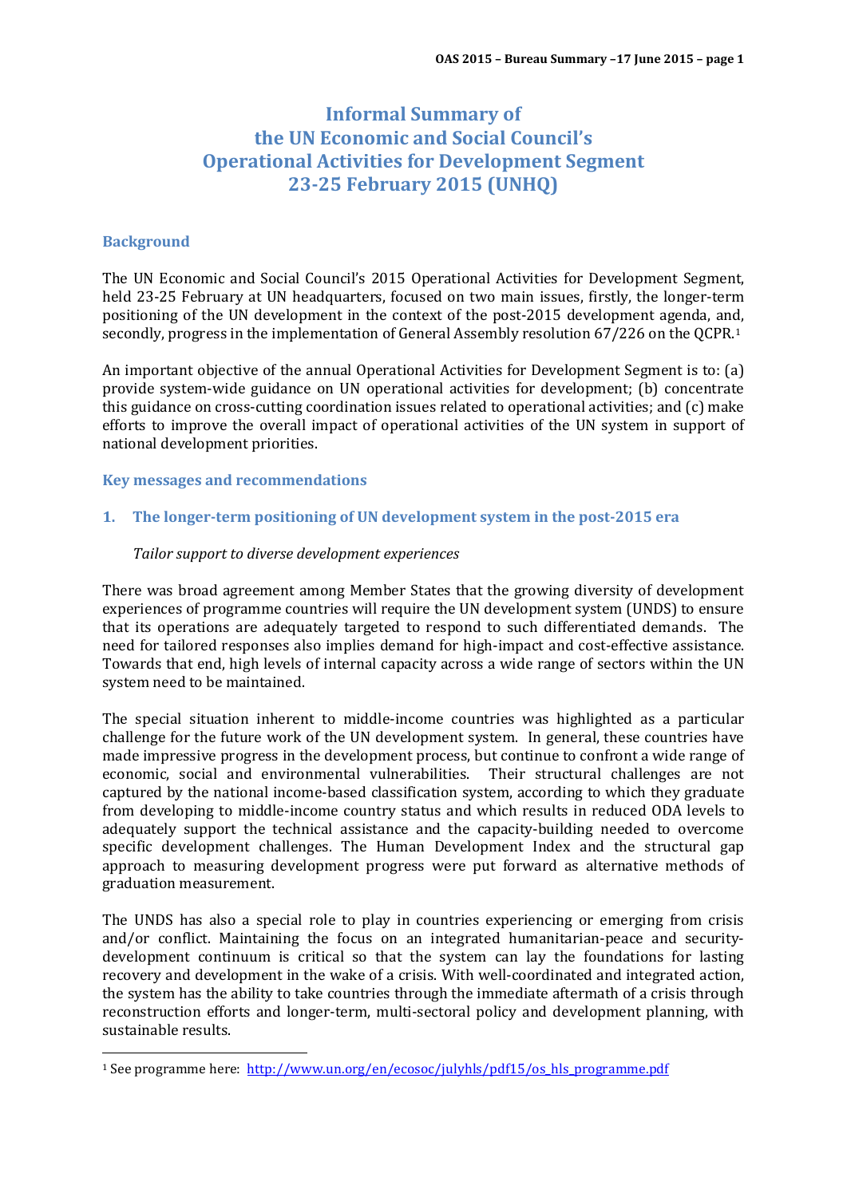# Informal Summary of the UN Economic and Social Council's Operational Activities for Development Segment 23-25 February 2015 (UNHQ)

## Background

The UN Economic and Social Council's 2015 Operational Activities for Development Segment, held 23-25 February at UN headquarters, focused on two main issues, firstly, the longer-term positioning of the UN development in the context of the post-2015 development agenda, and, secondly, progress in the implementation of General Assembly resolution 67/226 on the QCPR.[1]

An important objective of the annual Operational Activities for Development Segment is to: (a) provide system-wide guidance on UN operational activities for development; (b) concentrate this guidance on cross-cutting coordination issues related to operational activities; and (c) make efforts to improve the overall impact of operational activities of the UN system in support of national development priorities.

## Key messages and recommendations

### 1. The longer-term positioning of UN development system in the post-2015 era

*Tailor support to diverse development experiences*

There was broad agreement among Member States that the growing diversity of development experiences of programme countries will require the UN development system (UNDS) to ensure that its operations are adequately targeted to respond to such differentiated demands. The need for tailored responses also implies demand for high-impact and cost-effective assistance. Towards that end, high levels of internal capacity across a wide range of sectors within the UN system need to be maintained.

The special situation inherent to middle-income countries was highlighted as a particular challenge for the future work of the UN development system. In general, these countries have made impressive progress in the development process, but continue to confront a wide range of economic, social and environmental vulnerabilities. Their structural challenges are not captured by the national income-based classification system, according to which they graduate from developing to middle-income country status and which results in reduced ODA levels to adequately support the technical assistance and the capacity-building needed to overcome specific development challenges. The Human Development Index and the structural gap approach to measuring development progress were put forward as alternative methods of graduation measurement.

The UNDS has also a special role to play in countries experiencing or emerging from crisis and/or conflict. Maintaining the focus on an integrated humanitarian-peace and security-development continuum is critical so that the system can lay the foundations for lasting recovery and development in the wake of a crisis. With well-coordinated and integrated action, the system has the ability to take countries through the immediate aftermath of a crisis through reconstruction efforts and longer-term, multi-sectoral policy and development planning, with sustainable results.

---

[1] See programme here: http://www.un.org/en/ecosoc/julyhls/pdf15/os_hls_programme.pdf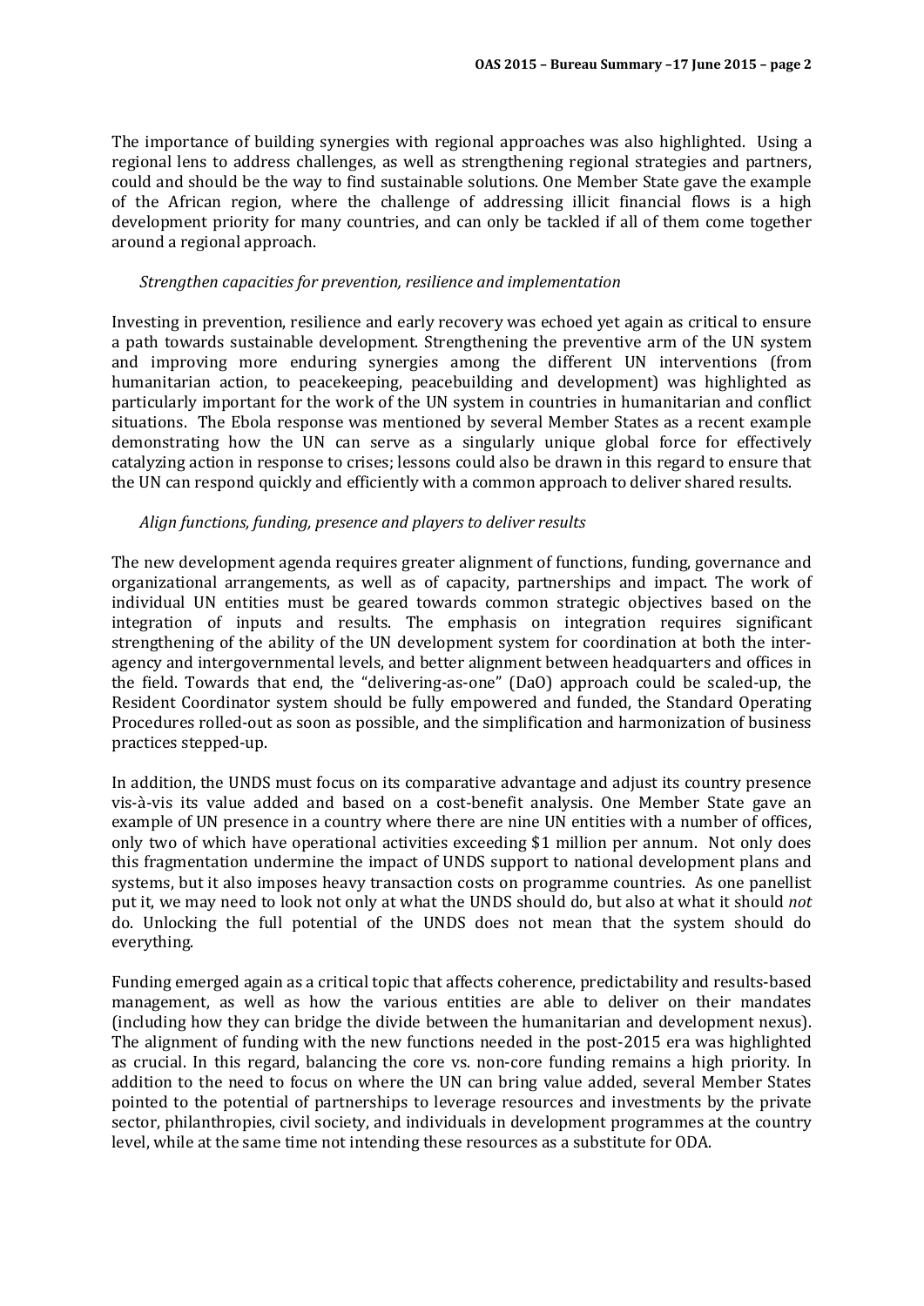The importance of building synergies with regional approaches was also highlighted. Using a regional lens to address challenges, as well as strengthening regional strategies and partners, could and should be the way to find sustainable solutions. One Member State gave the example of the African region, where the challenge of addressing illicit financial flows is a high development priority for many countries, and can only be tackled if all of them come together around a regional approach.

*Strengthen capacities for prevention, resilience and implementation*

Investing in prevention, resilience and early recovery was echoed yet again as critical to ensure a path towards sustainable development. Strengthening the preventive arm of the UN system and improving more enduring synergies among the different UN interventions (from humanitarian action, to peacekeeping, peacebuilding and development) was highlighted as particularly important for the work of the UN system in countries in humanitarian and conflict situations. The Ebola response was mentioned by several Member States as a recent example demonstrating how the UN can serve as a singularly unique global force for effectively catalyzing action in response to crises; lessons could also be drawn in this regard to ensure that the UN can respond quickly and efficiently with a common approach to deliver shared results.

*Align functions, funding, presence and players to deliver results*

The new development agenda requires greater alignment of functions, funding, governance and organizational arrangements, as well as of capacity, partnerships and impact. The work of individual UN entities must be geared towards common strategic objectives based on the integration of inputs and results. The emphasis on integration requires significant strengthening of the ability of the UN development system for coordination at both the inter-agency and intergovernmental levels, and better alignment between headquarters and offices in the field. Towards that end, the "delivering-as-one" (DaO) approach could be scaled-up, the Resident Coordinator system should be fully empowered and funded, the Standard Operating Procedures rolled-out as soon as possible, and the simplification and harmonization of business practices stepped-up.

In addition, the UNDS must focus on its comparative advantage and adjust its country presence vis-à-vis its value added and based on a cost-benefit analysis. One Member State gave an example of UN presence in a country where there are nine UN entities with a number of offices, only two of which have operational activities exceeding $1 million per annum. Not only does this fragmentation undermine the impact of UNDS support to national development plans and systems, but it also imposes heavy transaction costs on programme countries. As one panellist put it, we may need to look not only at what the UNDS should do, but also at what it should *not* do. Unlocking the full potential of the UNDS does not mean that the system should do everything.

Funding emerged again as a critical topic that affects coherence, predictability and results-based management, as well as how the various entities are able to deliver on their mandates (including how they can bridge the divide between the humanitarian and development nexus). The alignment of funding with the new functions needed in the post-2015 era was highlighted as crucial. In this regard, balancing the core vs. non-core funding remains a high priority. In addition to the need to focus on where the UN can bring value added, several Member States pointed to the potential of partnerships to leverage resources and investments by the private sector, philanthropies, civil society, and individuals in development programmes at the country level, while at the same time not intending these resources as a substitute for ODA.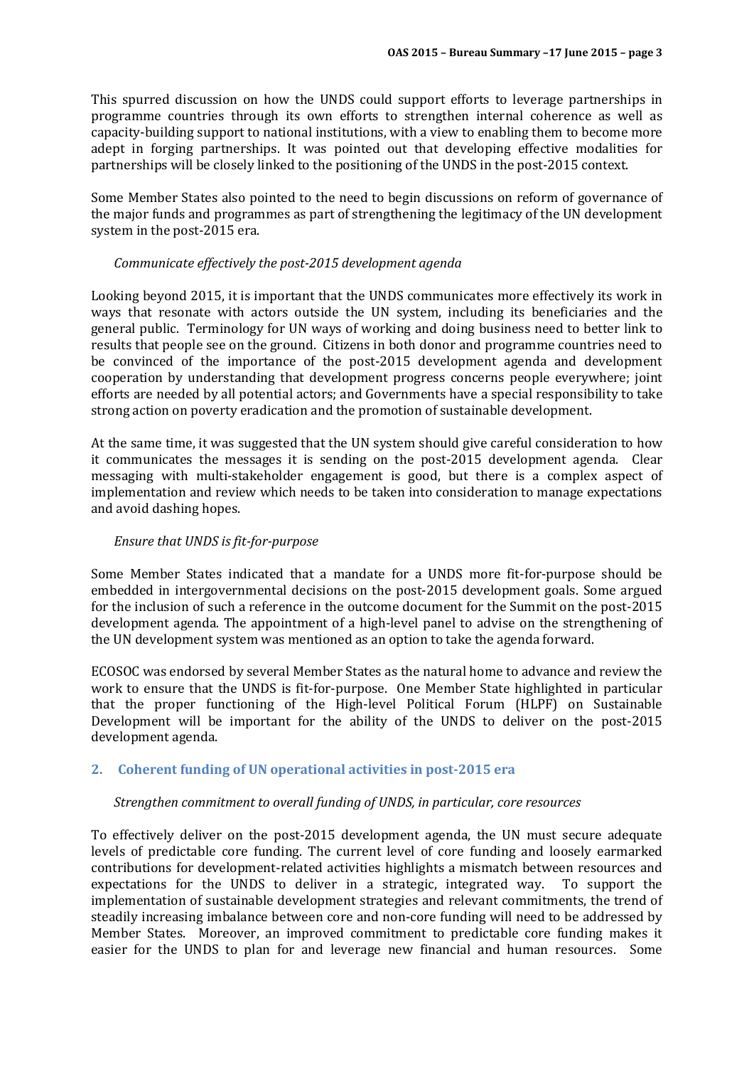This spurred discussion on how the UNDS could support efforts to leverage partnerships in programme countries through its own efforts to strengthen internal coherence as well as capacity-building support to national institutions, with a view to enabling them to become more adept in forging partnerships. It was pointed out that developing effective modalities for partnerships will be closely linked to the positioning of the UNDS in the post-2015 context.

Some Member States also pointed to the need to begin discussions on reform of governance of the major funds and programmes as part of strengthening the legitimacy of the UN development system in the post-2015 era.

*Communicate effectively the post-2015 development agenda*

Looking beyond 2015, it is important that the UNDS communicates more effectively its work in ways that resonate with actors outside the UN system, including its beneficiaries and the general public. Terminology for UN ways of working and doing business need to better link to results that people see on the ground. Citizens in both donor and programme countries need to be convinced of the importance of the post-2015 development agenda and development cooperation by understanding that development progress concerns people everywhere; joint efforts are needed by all potential actors; and Governments have a special responsibility to take strong action on poverty eradication and the promotion of sustainable development.

At the same time, it was suggested that the UN system should give careful consideration to how it communicates the messages it is sending on the post-2015 development agenda. Clear messaging with multi-stakeholder engagement is good, but there is a complex aspect of implementation and review which needs to be taken into consideration to manage expectations and avoid dashing hopes.

*Ensure that UNDS is fit-for-purpose*

Some Member States indicated that a mandate for a UNDS more fit-for-purpose should be embedded in intergovernmental decisions on the post-2015 development goals. Some argued for the inclusion of such a reference in the outcome document for the Summit on the post-2015 development agenda. The appointment of a high-level panel to advise on the strengthening of the UN development system was mentioned as an option to take the agenda forward.

ECOSOC was endorsed by several Member States as the natural home to advance and review the work to ensure that the UNDS is fit-for-purpose. One Member State highlighted in particular that the proper functioning of the High-level Political Forum (HLPF) on Sustainable Development will be important for the ability of the UNDS to deliver on the post-2015 development agenda.

## 2. Coherent funding of UN operational activities in post-2015 era

*Strengthen commitment to overall funding of UNDS, in particular, core resources*

To effectively deliver on the post-2015 development agenda, the UN must secure adequate levels of predictable core funding. The current level of core funding and loosely earmarked contributions for development-related activities highlights a mismatch between resources and expectations for the UNDS to deliver in a strategic, integrated way. To support the implementation of sustainable development strategies and relevant commitments, the trend of steadily increasing imbalance between core and non-core funding will need to be addressed by Member States. Moreover, an improved commitment to predictable core funding makes it easier for the UNDS to plan for and leverage new financial and human resources. Some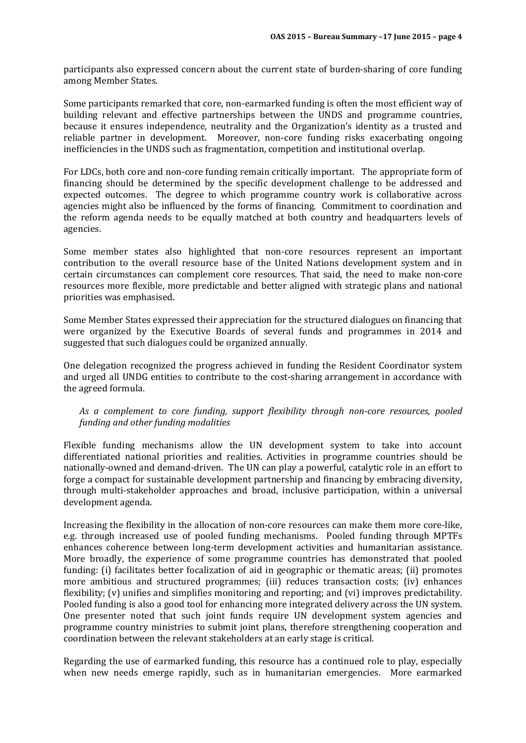participants also expressed concern about the current state of burden-sharing of core funding among Member States.

Some participants remarked that core, non-earmarked funding is often the most efficient way of building relevant and effective partnerships between the UNDS and programme countries, because it ensures independence, neutrality and the Organization's identity as a trusted and reliable partner in development. Moreover, non-core funding risks exacerbating ongoing inefficiencies in the UNDS such as fragmentation, competition and institutional overlap.

For LDCs, both core and non-core funding remain critically important. The appropriate form of financing should be determined by the specific development challenge to be addressed and expected outcomes. The degree to which programme country work is collaborative across agencies might also be influenced by the forms of financing. Commitment to coordination and the reform agenda needs to be equally matched at both country and headquarters levels of agencies.

Some member states also highlighted that non-core resources represent an important contribution to the overall resource base of the United Nations development system and in certain circumstances can complement core resources. That said, the need to make non-core resources more flexible, more predictable and better aligned with strategic plans and national priorities was emphasised.

Some Member States expressed their appreciation for the structured dialogues on financing that were organized by the Executive Boards of several funds and programmes in 2014 and suggested that such dialogues could be organized annually.

One delegation recognized the progress achieved in funding the Resident Coordinator system and urged all UNDG entities to contribute to the cost-sharing arrangement in accordance with the agreed formula.

*As a complement to core funding, support flexibility through non-core resources, pooled funding and other funding modalities*

Flexible funding mechanisms allow the UN development system to take into account differentiated national priorities and realities. Activities in programme countries should be nationally-owned and demand-driven. The UN can play a powerful, catalytic role in an effort to forge a compact for sustainable development partnership and financing by embracing diversity, through multi-stakeholder approaches and broad, inclusive participation, within a universal development agenda.

Increasing the flexibility in the allocation of non-core resources can make them more core-like, e.g. through increased use of pooled funding mechanisms. Pooled funding through MPTFs enhances coherence between long-term development activities and humanitarian assistance. More broadly, the experience of some programme countries has demonstrated that pooled funding: (i) facilitates better focalization of aid in geographic or thematic areas; (ii) promotes more ambitious and structured programmes; (iii) reduces transaction costs; (iv) enhances flexibility; (v) unifies and simplifies monitoring and reporting; and (vi) improves predictability. Pooled funding is also a good tool for enhancing more integrated delivery across the UN system. One presenter noted that such joint funds require UN development system agencies and programme country ministries to submit joint plans, therefore strengthening cooperation and coordination between the relevant stakeholders at an early stage is critical.

Regarding the use of earmarked funding, this resource has a continued role to play, especially when new needs emerge rapidly, such as in humanitarian emergencies. More earmarked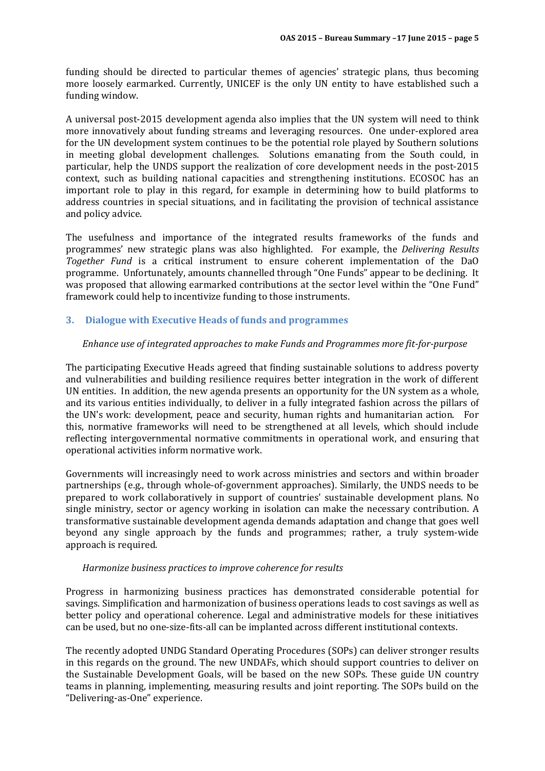funding should be directed to particular themes of agencies' strategic plans, thus becoming more loosely earmarked. Currently, UNICEF is the only UN entity to have established such a funding window.

A universal post-2015 development agenda also implies that the UN system will need to think more innovatively about funding streams and leveraging resources. One under-explored area for the UN development system continues to be the potential role played by Southern solutions in meeting global development challenges. Solutions emanating from the South could, in particular, help the UNDS support the realization of core development needs in the post-2015 context, such as building national capacities and strengthening institutions. ECOSOC has an important role to play in this regard, for example in determining how to build platforms to address countries in special situations, and in facilitating the provision of technical assistance and policy advice.

The usefulness and importance of the integrated results frameworks of the funds and programmes' new strategic plans was also highlighted. For example, the *Delivering Results Together Fund* is a critical instrument to ensure coherent implementation of the DaO programme. Unfortunately, amounts channelled through "One Funds" appear to be declining. It was proposed that allowing earmarked contributions at the sector level within the "One Fund" framework could help to incentivize funding to those instruments.

## 3. Dialogue with Executive Heads of funds and programmes

*Enhance use of integrated approaches to make Funds and Programmes more fit-for-purpose*

The participating Executive Heads agreed that finding sustainable solutions to address poverty and vulnerabilities and building resilience requires better integration in the work of different UN entities. In addition, the new agenda presents an opportunity for the UN system as a whole, and its various entities individually, to deliver in a fully integrated fashion across the pillars of the UN's work: development, peace and security, human rights and humanitarian action. For this, normative frameworks will need to be strengthened at all levels, which should include reflecting intergovernmental normative commitments in operational work, and ensuring that operational activities inform normative work.

Governments will increasingly need to work across ministries and sectors and within broader partnerships (e.g., through whole-of-government approaches). Similarly, the UNDS needs to be prepared to work collaboratively in support of countries' sustainable development plans. No single ministry, sector or agency working in isolation can make the necessary contribution. A transformative sustainable development agenda demands adaptation and change that goes well beyond any single approach by the funds and programmes; rather, a truly system-wide approach is required.

*Harmonize business practices to improve coherence for results*

Progress in harmonizing business practices has demonstrated considerable potential for savings. Simplification and harmonization of business operations leads to cost savings as well as better policy and operational coherence. Legal and administrative models for these initiatives can be used, but no one-size-fits-all can be implanted across different institutional contexts.

The recently adopted UNDG Standard Operating Procedures (SOPs) can deliver stronger results in this regards on the ground. The new UNDAFs, which should support countries to deliver on the Sustainable Development Goals, will be based on the new SOPs. These guide UN country teams in planning, implementing, measuring results and joint reporting. The SOPs build on the "Delivering-as-One" experience.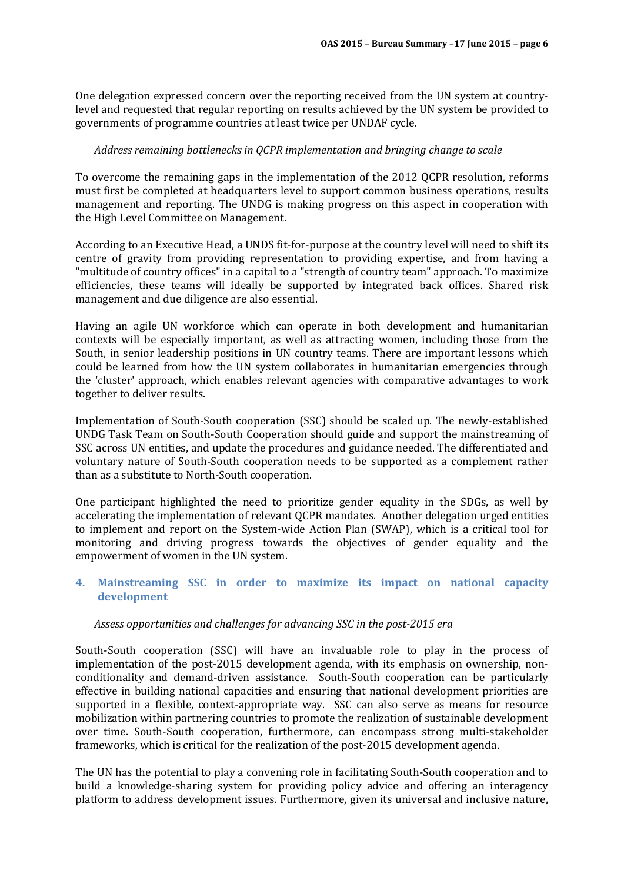One delegation expressed concern over the reporting received from the UN system at country-level and requested that regular reporting on results achieved by the UN system be provided to governments of programme countries at least twice per UNDAF cycle.

*Address remaining bottlenecks in QCPR implementation and bringing change to scale*

To overcome the remaining gaps in the implementation of the 2012 QCPR resolution, reforms must first be completed at headquarters level to support common business operations, results management and reporting. The UNDG is making progress on this aspect in cooperation with the High Level Committee on Management.

According to an Executive Head, a UNDS fit-for-purpose at the country level will need to shift its centre of gravity from providing representation to providing expertise, and from having a "multitude of country offices" in a capital to a "strength of country team" approach. To maximize efficiencies, these teams will ideally be supported by integrated back offices. Shared risk management and due diligence are also essential.

Having an agile UN workforce which can operate in both development and humanitarian contexts will be especially important, as well as attracting women, including those from the South, in senior leadership positions in UN country teams. There are important lessons which could be learned from how the UN system collaborates in humanitarian emergencies through the 'cluster' approach, which enables relevant agencies with comparative advantages to work together to deliver results.

Implementation of South-South cooperation (SSC) should be scaled up. The newly-established UNDG Task Team on South-South Cooperation should guide and support the mainstreaming of SSC across UN entities, and update the procedures and guidance needed. The differentiated and voluntary nature of South-South cooperation needs to be supported as a complement rather than as a substitute to North-South cooperation.

One participant highlighted the need to prioritize gender equality in the SDGs, as well by accelerating the implementation of relevant QCPR mandates. Another delegation urged entities to implement and report on the System-wide Action Plan (SWAP), which is a critical tool for monitoring and driving progress towards the objectives of gender equality and the empowerment of women in the UN system.

## 4. Mainstreaming SSC in order to maximize its impact on national capacity development

*Assess opportunities and challenges for advancing SSC in the post-2015 era*

South-South cooperation (SSC) will have an invaluable role to play in the process of implementation of the post-2015 development agenda, with its emphasis on ownership, non-conditionality and demand-driven assistance. South-South cooperation can be particularly effective in building national capacities and ensuring that national development priorities are supported in a flexible, context-appropriate way. SSC can also serve as means for resource mobilization within partnering countries to promote the realization of sustainable development over time. South-South cooperation, furthermore, can encompass strong multi-stakeholder frameworks, which is critical for the realization of the post-2015 development agenda.

The UN has the potential to play a convening role in facilitating South-South cooperation and to build a knowledge-sharing system for providing policy advice and offering an interagency platform to address development issues. Furthermore, given its universal and inclusive nature,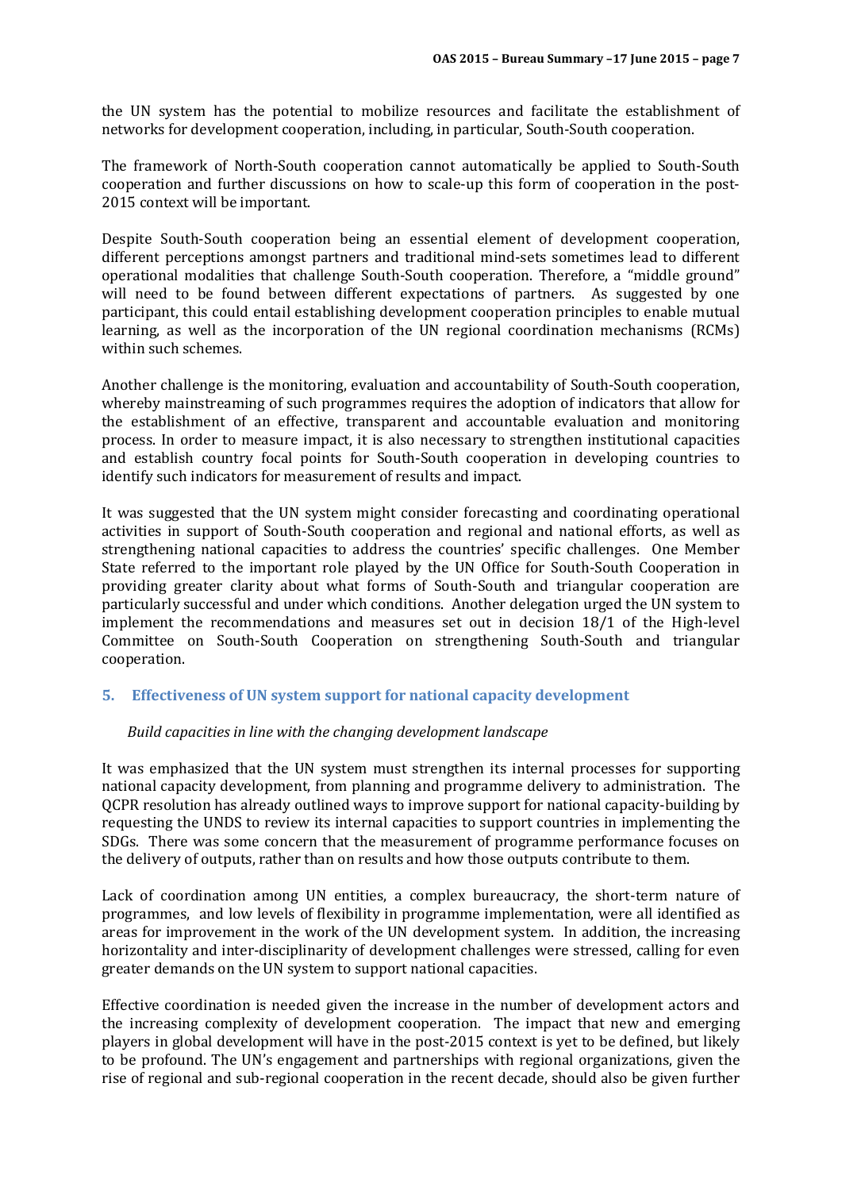the UN system has the potential to mobilize resources and facilitate the establishment of networks for development cooperation, including, in particular, South-South cooperation.

The framework of North-South cooperation cannot automatically be applied to South-South cooperation and further discussions on how to scale-up this form of cooperation in the post-2015 context will be important.

Despite South-South cooperation being an essential element of development cooperation, different perceptions amongst partners and traditional mind-sets sometimes lead to different operational modalities that challenge South-South cooperation. Therefore, a "middle ground" will need to be found between different expectations of partners. As suggested by one participant, this could entail establishing development cooperation principles to enable mutual learning, as well as the incorporation of the UN regional coordination mechanisms (RCMs) within such schemes.

Another challenge is the monitoring, evaluation and accountability of South-South cooperation, whereby mainstreaming of such programmes requires the adoption of indicators that allow for the establishment of an effective, transparent and accountable evaluation and monitoring process. In order to measure impact, it is also necessary to strengthen institutional capacities and establish country focal points for South-South cooperation in developing countries to identify such indicators for measurement of results and impact.

It was suggested that the UN system might consider forecasting and coordinating operational activities in support of South-South cooperation and regional and national efforts, as well as strengthening national capacities to address the countries' specific challenges. One Member State referred to the important role played by the UN Office for South-South Cooperation in providing greater clarity about what forms of South-South and triangular cooperation are particularly successful and under which conditions. Another delegation urged the UN system to implement the recommendations and measures set out in decision 18/1 of the High-level Committee on South-South Cooperation on strengthening South-South and triangular cooperation.

## 5. Effectiveness of UN system support for national capacity development

*Build capacities in line with the changing development landscape*

It was emphasized that the UN system must strengthen its internal processes for supporting national capacity development, from planning and programme delivery to administration. The QCPR resolution has already outlined ways to improve support for national capacity-building by requesting the UNDS to review its internal capacities to support countries in implementing the SDGs. There was some concern that the measurement of programme performance focuses on the delivery of outputs, rather than on results and how those outputs contribute to them.

Lack of coordination among UN entities, a complex bureaucracy, the short-term nature of programmes, and low levels of flexibility in programme implementation, were all identified as areas for improvement in the work of the UN development system. In addition, the increasing horizontality and inter-disciplinarity of development challenges were stressed, calling for even greater demands on the UN system to support national capacities.

Effective coordination is needed given the increase in the number of development actors and the increasing complexity of development cooperation. The impact that new and emerging players in global development will have in the post-2015 context is yet to be defined, but likely to be profound. The UN's engagement and partnerships with regional organizations, given the rise of regional and sub-regional cooperation in the recent decade, should also be given further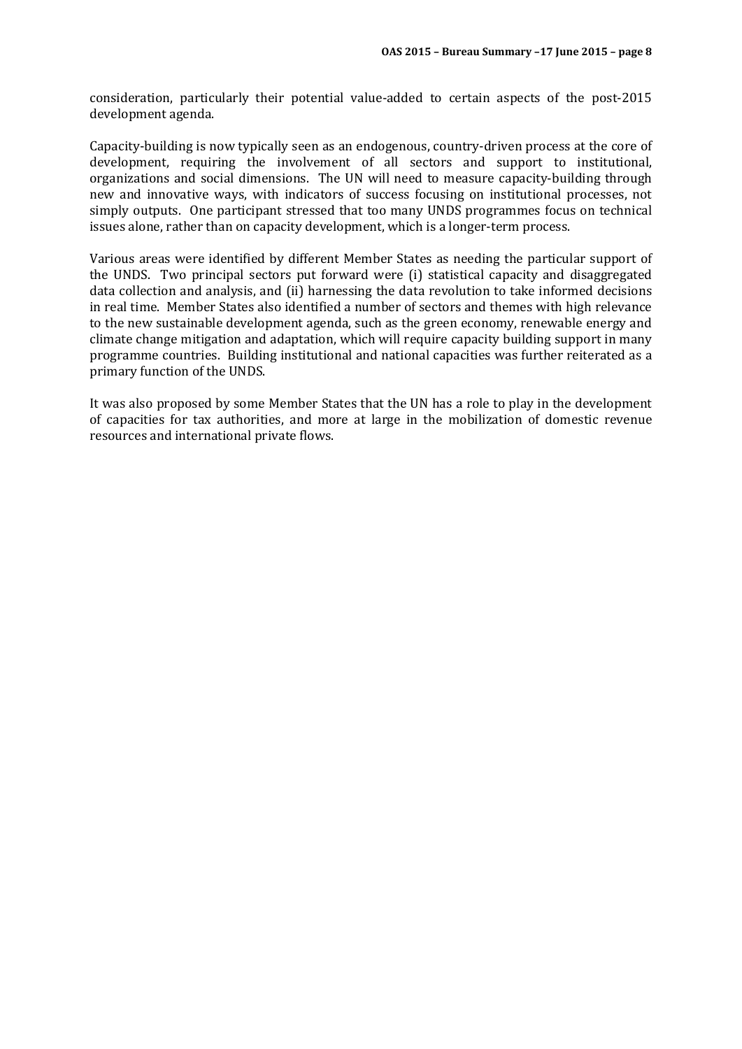consideration, particularly their potential value-added to certain aspects of the post-2015 development agenda.

Capacity-building is now typically seen as an endogenous, country-driven process at the core of development, requiring the involvement of all sectors and support to institutional, organizations and social dimensions. The UN will need to measure capacity-building through new and innovative ways, with indicators of success focusing on institutional processes, not simply outputs. One participant stressed that too many UNDS programmes focus on technical issues alone, rather than on capacity development, which is a longer-term process.

Various areas were identified by different Member States as needing the particular support of the UNDS. Two principal sectors put forward were (i) statistical capacity and disaggregated data collection and analysis, and (ii) harnessing the data revolution to take informed decisions in real time. Member States also identified a number of sectors and themes with high relevance to the new sustainable development agenda, such as the green economy, renewable energy and climate change mitigation and adaptation, which will require capacity building support in many programme countries. Building institutional and national capacities was further reiterated as a primary function of the UNDS.

It was also proposed by some Member States that the UN has a role to play in the development of capacities for tax authorities, and more at large in the mobilization of domestic revenue resources and international private flows.